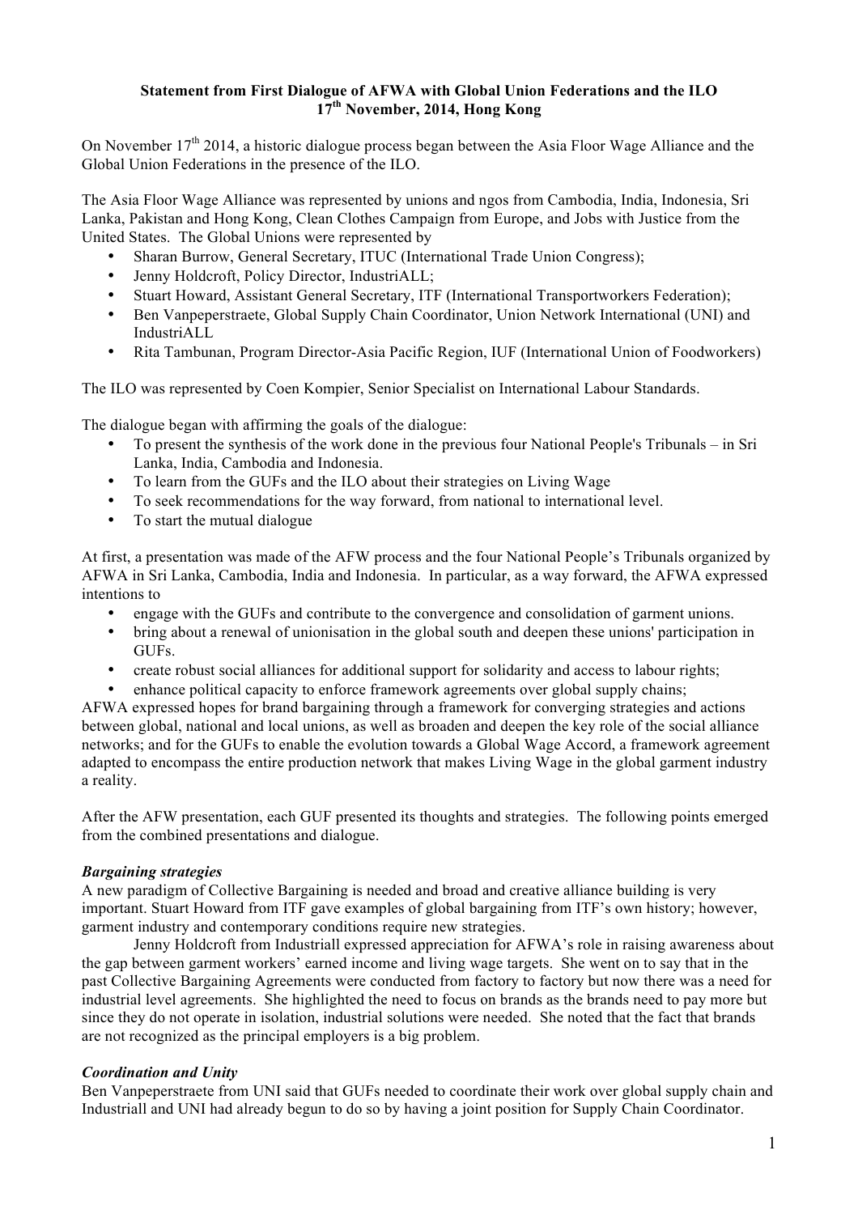**Statement from First Dialogue of AFWA with Global Union Federations and the ILO**
**17th November, 2014, Hong Kong**

On November 17th 2014, a historic dialogue process began between the Asia Floor Wage Alliance and the Global Union Federations in the presence of the ILO.

The Asia Floor Wage Alliance was represented by unions and ngos from Cambodia, India, Indonesia, Sri Lanka, Pakistan and Hong Kong, Clean Clothes Campaign from Europe, and Jobs with Justice from the United States. The Global Unions were represented by

- Sharan Burrow, General Secretary, ITUC (International Trade Union Congress);
- Jenny Holdcroft, Policy Director, IndustriALL;
- Stuart Howard, Assistant General Secretary, ITF (International Transportworkers Federation);
- Ben Vanpeperstraete, Global Supply Chain Coordinator, Union Network International (UNI) and IndustriALL
- Rita Tambunan, Program Director-Asia Pacific Region, IUF (International Union of Foodworkers)

The ILO was represented by Coen Kompier, Senior Specialist on International Labour Standards.

The dialogue began with affirming the goals of the dialogue:

- To present the synthesis of the work done in the previous four National People's Tribunals – in Sri Lanka, India, Cambodia and Indonesia.
- To learn from the GUFs and the ILO about their strategies on Living Wage
- To seek recommendations for the way forward, from national to international level.
- To start the mutual dialogue

At first, a presentation was made of the AFW process and the four National People's Tribunals organized by AFWA in Sri Lanka, Cambodia, India and Indonesia. In particular, as a way forward, the AFWA expressed intentions to

- engage with the GUFs and contribute to the convergence and consolidation of garment unions.
- bring about a renewal of unionisation in the global south and deepen these unions' participation in GUFs.
- create robust social alliances for additional support for solidarity and access to labour rights;
- enhance political capacity to enforce framework agreements over global supply chains;

AFWA expressed hopes for brand bargaining through a framework for converging strategies and actions between global, national and local unions, as well as broaden and deepen the key role of the social alliance networks; and for the GUFs to enable the evolution towards a Global Wage Accord, a framework agreement adapted to encompass the entire production network that makes Living Wage in the global garment industry a reality.

After the AFW presentation, each GUF presented its thoughts and strategies. The following points emerged from the combined presentations and dialogue.

***Bargaining strategies***

A new paradigm of Collective Bargaining is needed and broad and creative alliance building is very important. Stuart Howard from ITF gave examples of global bargaining from ITF's own history; however, garment industry and contemporary conditions require new strategies.

Jenny Holdcroft from Industriall expressed appreciation for AFWA's role in raising awareness about the gap between garment workers' earned income and living wage targets. She went on to say that in the past Collective Bargaining Agreements were conducted from factory to factory but now there was a need for industrial level agreements. She highlighted the need to focus on brands as the brands need to pay more but since they do not operate in isolation, industrial solutions were needed. She noted that the fact that brands are not recognized as the principal employers is a big problem.

***Coordination and Unity***

Ben Vanpeperstraete from UNI said that GUFs needed to coordinate their work over global supply chain and Industriall and UNI had already begun to do so by having a joint position for Supply Chain Coordinator.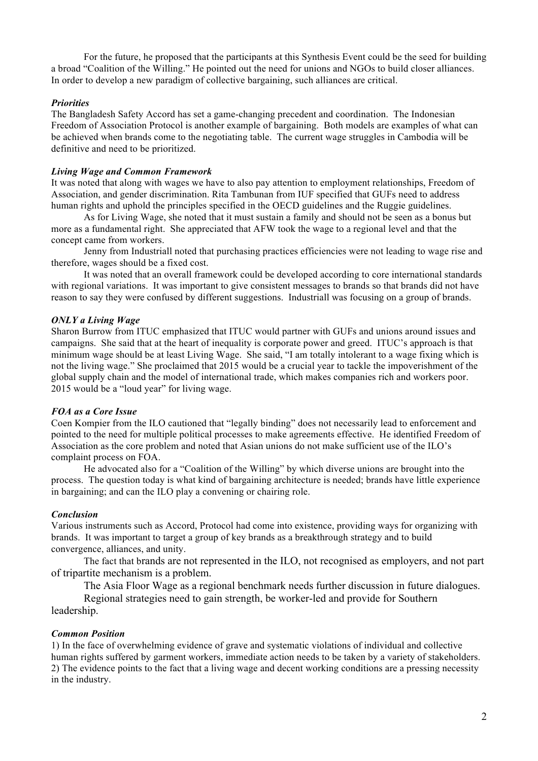For the future, he proposed that the participants at this Synthesis Event could be the seed for building a broad "Coalition of the Willing." He pointed out the need for unions and NGOs to build closer alliances. In order to develop a new paradigm of collective bargaining, such alliances are critical.

***Priorities***

The Bangladesh Safety Accord has set a game-changing precedent and coordination. The Indonesian Freedom of Association Protocol is another example of bargaining. Both models are examples of what can be achieved when brands come to the negotiating table. The current wage struggles in Cambodia will be definitive and need to be prioritized.

***Living Wage and Common Framework***

It was noted that along with wages we have to also pay attention to employment relationships, Freedom of Association, and gender discrimination. Rita Tambunan from IUF specified that GUFs need to address human rights and uphold the principles specified in the OECD guidelines and the Ruggie guidelines.

As for Living Wage, she noted that it must sustain a family and should not be seen as a bonus but more as a fundamental right. She appreciated that AFW took the wage to a regional level and that the concept came from workers.

Jenny from Industriall noted that purchasing practices efficiencies were not leading to wage rise and therefore, wages should be a fixed cost.

It was noted that an overall framework could be developed according to core international standards with regional variations. It was important to give consistent messages to brands so that brands did not have reason to say they were confused by different suggestions. Industriall was focusing on a group of brands.

***ONLY a Living Wage***

Sharon Burrow from ITUC emphasized that ITUC would partner with GUFs and unions around issues and campaigns. She said that at the heart of inequality is corporate power and greed. ITUC's approach is that minimum wage should be at least Living Wage. She said, "I am totally intolerant to a wage fixing which is not the living wage." She proclaimed that 2015 would be a crucial year to tackle the impoverishment of the global supply chain and the model of international trade, which makes companies rich and workers poor. 2015 would be a "loud year" for living wage.

***FOA as a Core Issue***

Coen Kompier from the ILO cautioned that "legally binding" does not necessarily lead to enforcement and pointed to the need for multiple political processes to make agreements effective. He identified Freedom of Association as the core problem and noted that Asian unions do not make sufficient use of the ILO's complaint process on FOA.

He advocated also for a "Coalition of the Willing" by which diverse unions are brought into the process. The question today is what kind of bargaining architecture is needed; brands have little experience in bargaining; and can the ILO play a convening or chairing role.

***Conclusion***

Various instruments such as Accord, Protocol had come into existence, providing ways for organizing with brands. It was important to target a group of key brands as a breakthrough strategy and to build convergence, alliances, and unity.

The fact that brands are not represented in the ILO, not recognised as employers, and not part of tripartite mechanism is a problem.

The Asia Floor Wage as a regional benchmark needs further discussion in future dialogues.

Regional strategies need to gain strength, be worker-led and provide for Southern leadership.

***Common Position***

1) In the face of overwhelming evidence of grave and systematic violations of individual and collective human rights suffered by garment workers, immediate action needs to be taken by a variety of stakeholders.
2) The evidence points to the fact that a living wage and decent working conditions are a pressing necessity in the industry.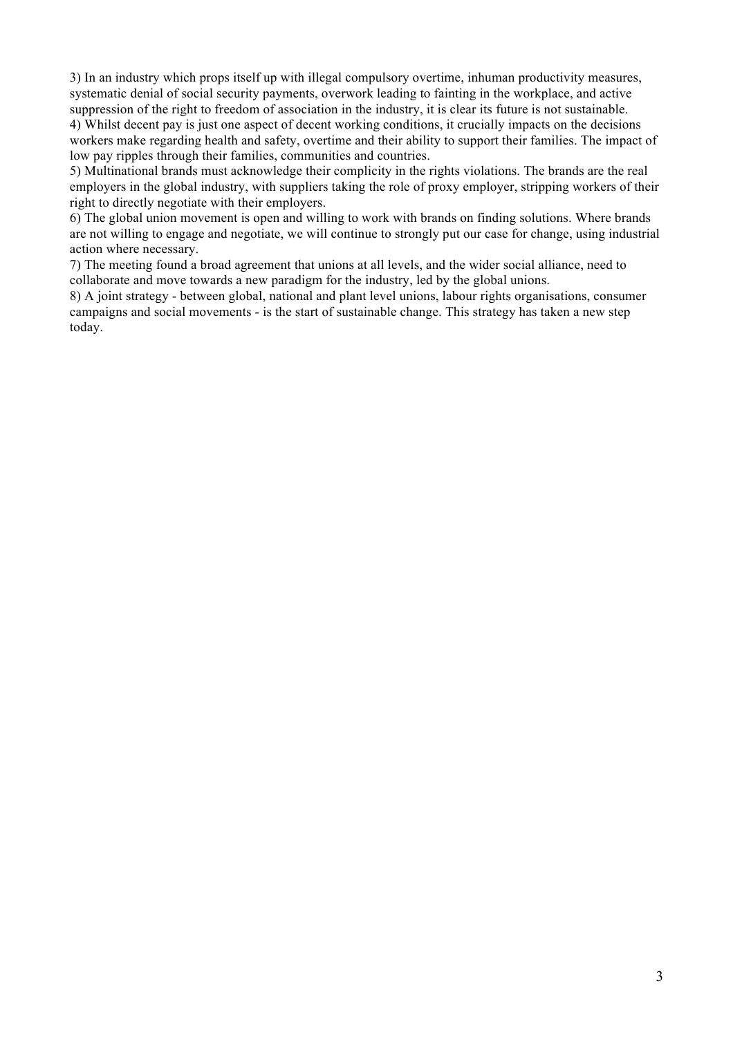3) In an industry which props itself up with illegal compulsory overtime, inhuman productivity measures, systematic denial of social security payments, overwork leading to fainting in the workplace, and active suppression of the right to freedom of association in the industry, it is clear its future is not sustainable.
4) Whilst decent pay is just one aspect of decent working conditions, it crucially impacts on the decisions workers make regarding health and safety, overtime and their ability to support their families. The impact of low pay ripples through their families, communities and countries.
5) Multinational brands must acknowledge their complicity in the rights violations. The brands are the real employers in the global industry, with suppliers taking the role of proxy employer, stripping workers of their right to directly negotiate with their employers.
6) The global union movement is open and willing to work with brands on finding solutions. Where brands are not willing to engage and negotiate, we will continue to strongly put our case for change, using industrial action where necessary.
7) The meeting found a broad agreement that unions at all levels, and the wider social alliance, need to collaborate and move towards a new paradigm for the industry, led by the global unions.
8) A joint strategy - between global, national and plant level unions, labour rights organisations, consumer campaigns and social movements - is the start of sustainable change. This strategy has taken a new step today.